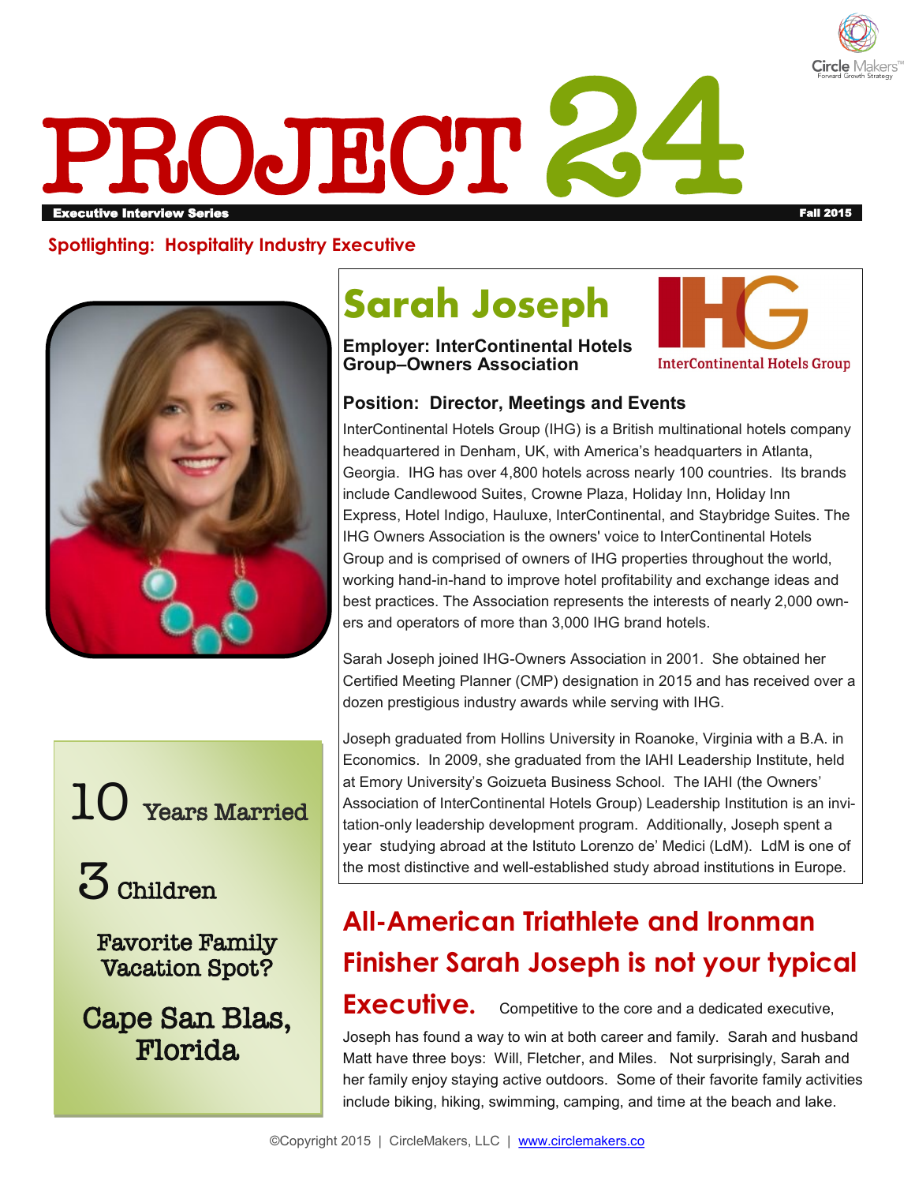# PROJECT 24

**Executive Interview Series** — **Fall 2015**

**Spotlighting: Hospitality Industry Executive**

## Sarah Joseph

**Employer: InterContinental Hotels Group–Owners Association**

InterContinental Hotels Group

**Position: Director, Meetings and Events**

InterContinental Hotels Group (IHG) is a British multinational hotels company headquartered in Denham, UK, with America's headquarters in Atlanta, Georgia. IHG has over 4,800 hotels across nearly 100 countries. Its brands include Candlewood Suites, Crowne Plaza, Holiday Inn, Holiday Inn Express, Hotel Indigo, Hauluxe, InterContinental, and Staybridge Suites. The IHG Owners Association is the owners' voice to InterContinental Hotels Group and is comprised of owners of IHG properties throughout the world, working hand-in-hand to improve hotel profitability and exchange ideas and best practices. The Association represents the interests of nearly 2,000 owners and operators of more than 3,000 IHG brand hotels.

Sarah Joseph joined IHG-Owners Association in 2001. She obtained her Certified Meeting Planner (CMP) designation in 2015 and has received over a dozen prestigious industry awards while serving with IHG.

Joseph graduated from Hollins University in Roanoke, Virginia with a B.A. in Economics. In 2009, she graduated from the IAHI Leadership Institute, held at Emory University's Goizueta Business School. The IAHI (the Owners' Association of InterContinental Hotels Group) Leadership Institution is an invitation-only leadership development program. Additionally, Joseph spent a year studying abroad at the Istituto Lorenzo de' Medici (LdM). LdM is one of the most distinctive and well-established study abroad institutions in Europe.

**10** Years Married

**3** Children

Favorite Family Vacation Spot?

**Cape San Blas, Florida**

## All-American Triathlete and Ironman Finisher Sarah Joseph is not your typical Executive.

Competitive to the core and a dedicated executive, Joseph has found a way to win at both career and family. Sarah and husband Matt have three boys: Will, Fletcher, and Miles. Not surprisingly, Sarah and her family enjoy staying active outdoors. Some of their favorite family activities include biking, hiking, swimming, camping, and time at the beach and lake.

©Copyright 2015 | CircleMakers, LLC | www.circlemakers.co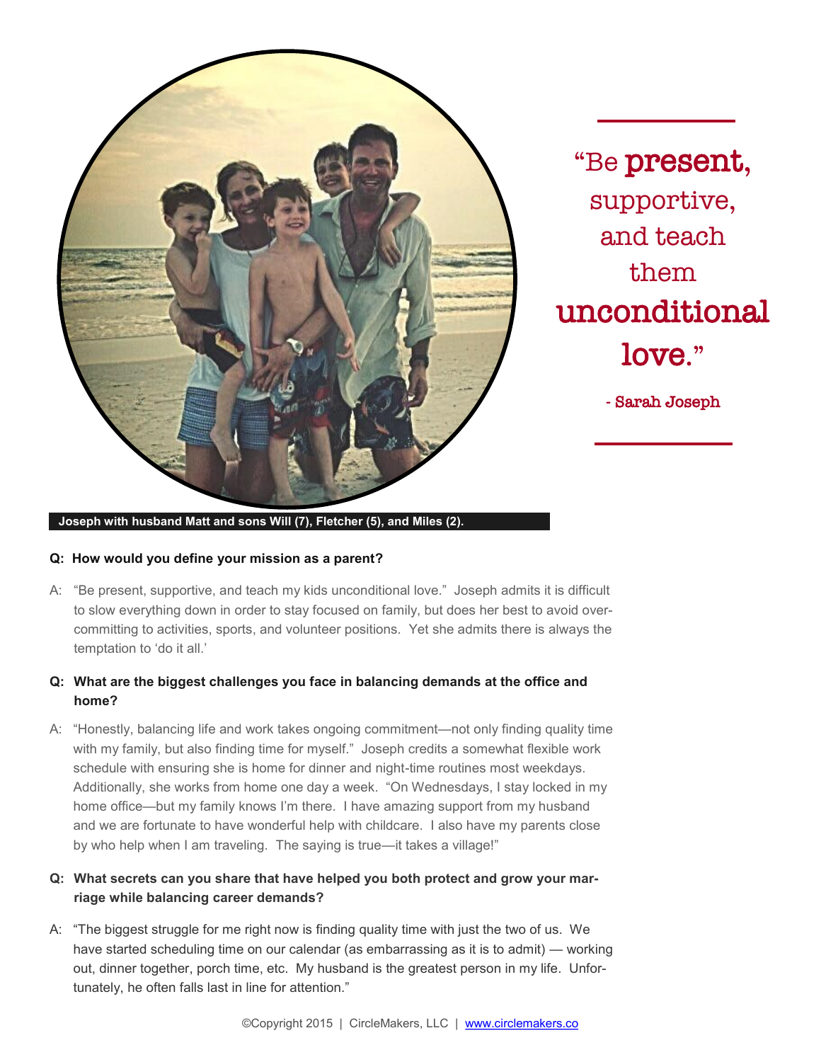Joseph with husband Matt and sons Will (7), Fletcher (5), and Miles (2).

> “Be **present**, supportive, and teach them **unconditional love**.”
>
> - Sarah Joseph

**Q: How would you define your mission as a parent?**

A: “Be present, supportive, and teach my kids unconditional love.” Joseph admits it is difficult to slow everything down in order to stay focused on family, but does her best to avoid over-committing to activities, sports, and volunteer positions. Yet she admits there is always the temptation to ‘do it all.’

**Q: What are the biggest challenges you face in balancing demands at the office and home?**

A: “Honestly, balancing life and work takes ongoing commitment—not only finding quality time with my family, but also finding time for myself.” Joseph credits a somewhat flexible work schedule with ensuring she is home for dinner and night-time routines most weekdays. Additionally, she works from home one day a week. “On Wednesdays, I stay locked in my home office—but my family knows I’m there. I have amazing support from my husband and we are fortunate to have wonderful help with childcare. I also have my parents close by who help when I am traveling. The saying is true—it takes a village!”

**Q: What secrets can you share that have helped you both protect and grow your marriage while balancing career demands?**

A: “The biggest struggle for me right now is finding quality time with just the two of us. We have started scheduling time on our calendar (as embarrassing as it is to admit) — working out, dinner together, porch time, etc. My husband is the greatest person in my life. Unfortunately, he often falls last in line for attention.”

©Copyright 2015 | CircleMakers, LLC | www.circlemakers.co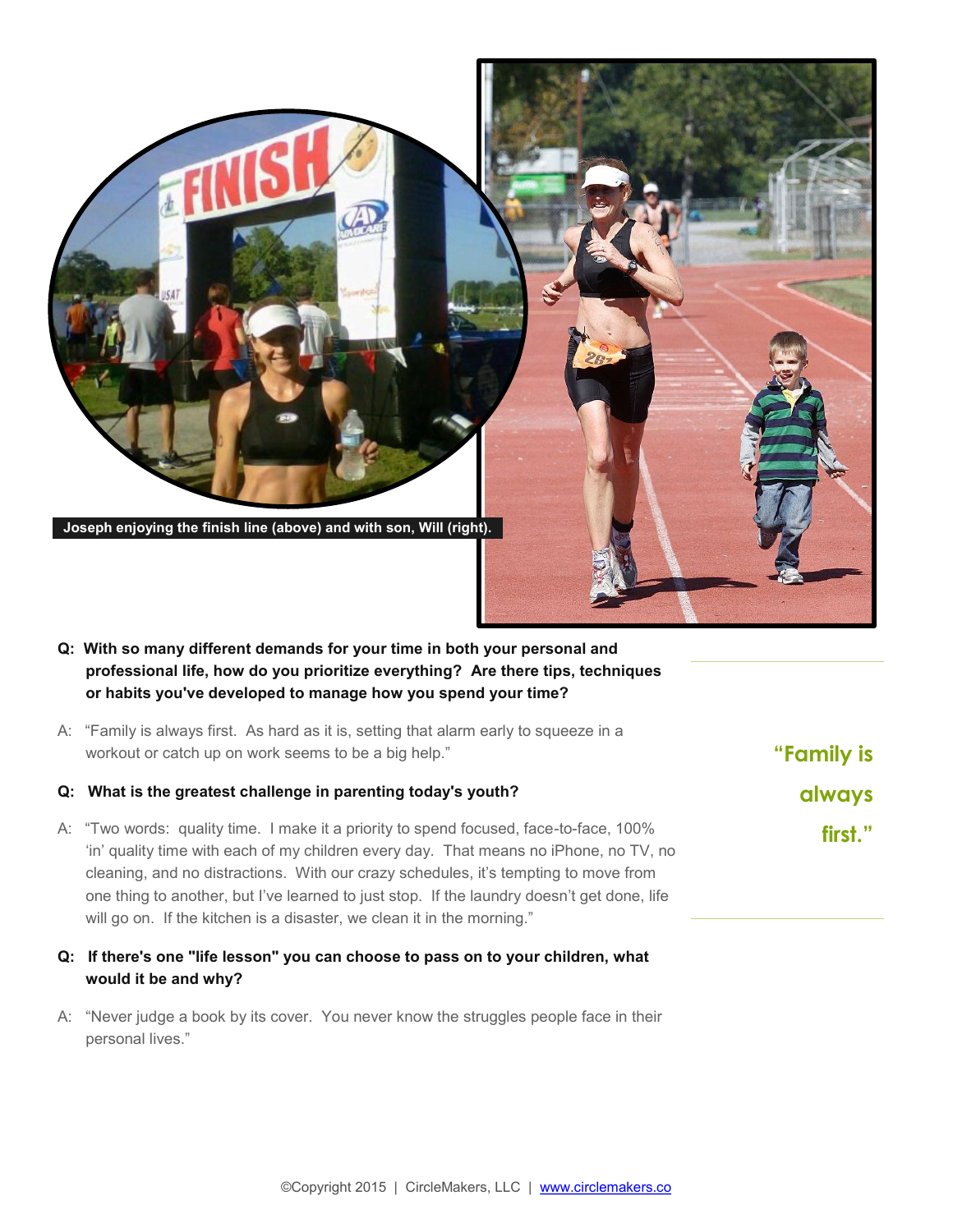Joseph enjoying the finish line (above) and with son, Will (right).

**Q: With so many different demands for your time in both your personal and professional life, how do you prioritize everything? Are there tips, techniques or habits you've developed to manage how you spend your time?**

A: "Family is always first. As hard as it is, setting that alarm early to squeeze in a workout or catch up on work seems to be a big help."

> **"Family is always first."**

**Q: What is the greatest challenge in parenting today's youth?**

A: "Two words: quality time. I make it a priority to spend focused, face-to-face, 100% 'in' quality time with each of my children every day. That means no iPhone, no TV, no cleaning, and no distractions. With our crazy schedules, it's tempting to move from one thing to another, but I've learned to just stop. If the laundry doesn't get done, life will go on. If the kitchen is a disaster, we clean it in the morning."

**Q: If there's one "life lesson" you can choose to pass on to your children, what would it be and why?**

A: "Never judge a book by its cover. You never know the struggles people face in their personal lives."

©Copyright 2015 | CircleMakers, LLC | www.circlemakers.co